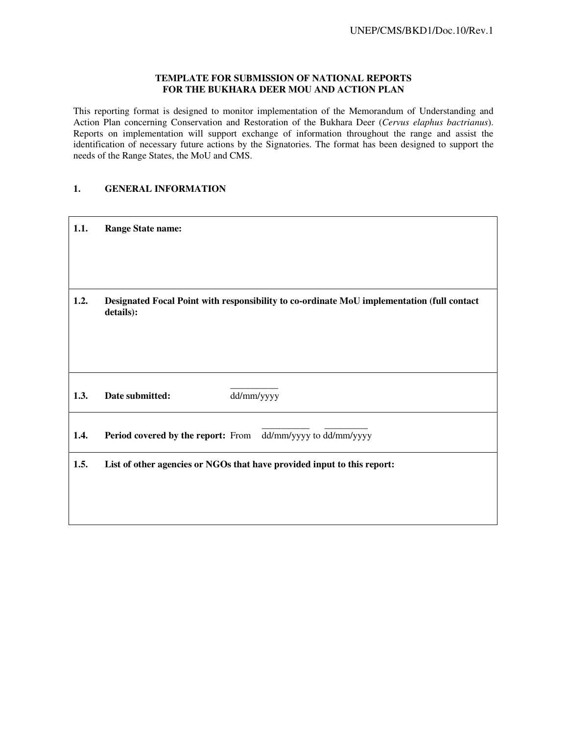**TEMPLATE FOR SUBMISSION OF NATIONAL REPORTS**
**FOR THE BUKHARA DEER MOU AND ACTION PLAN**

This reporting format is designed to monitor implementation of the Memorandum of Understanding and Action Plan concerning Conservation and Restoration of the Bukhara Deer (*Cervus elaphus bactrianus*). Reports on implementation will support exchange of information throughout the range and assist the identification of necessary future actions by the Signatories. The format has been designed to support the needs of the Range States, the MoU and CMS.

## 1. GENERAL INFORMATION

| | |
|---|---|
| **1.1.** | **Range State name:** |
| **1.2.** | **Designated Focal Point with responsibility to co-ordinate MoU implementation (full contact details):** |
| **1.3.** | **Date submitted:** __________ dd/mm/yyyy |
| **1.4.** | **Period covered by the report:** From __________ dd/mm/yyyy to __________ dd/mm/yyyy |
| **1.5.** | **List of other agencies or NGOs that have provided input to this report:** |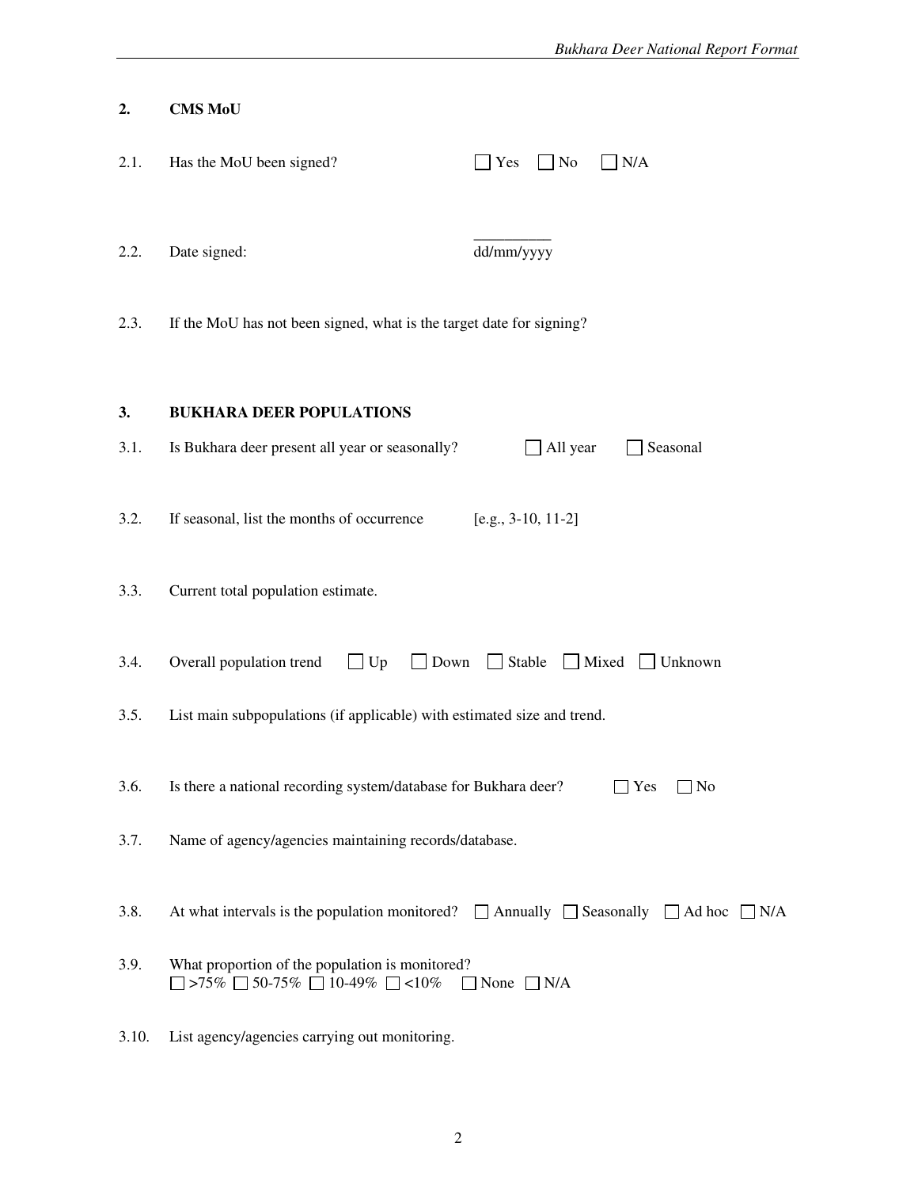## 2. CMS MoU

2.1. Has the MoU been signed? ☐ Yes ☐ No ☐ N/A

2.2. Date signed: __________ dd/mm/yyyy

2.3. If the MoU has not been signed, what is the target date for signing?

## 3. BUKHARA DEER POPULATIONS

3.1. Is Bukhara deer present all year or seasonally? ☐ All year ☐ Seasonal

3.2. If seasonal, list the months of occurrence [e.g., 3-10, 11-2]

3.3. Current total population estimate.

3.4. Overall population trend ☐ Up ☐ Down ☐ Stable ☐ Mixed ☐ Unknown

3.5. List main subpopulations (if applicable) with estimated size and trend.

3.6. Is there a national recording system/database for Bukhara deer? ☐ Yes ☐ No

3.7. Name of agency/agencies maintaining records/database.

3.8. At what intervals is the population monitored? ☐ Annually ☐ Seasonally ☐ Ad hoc ☐ N/A

3.9. What proportion of the population is monitored?
☐ >75% ☐ 50-75% ☐ 10-49% ☐ <10% ☐ None ☐ N/A

3.10. List agency/agencies carrying out monitoring.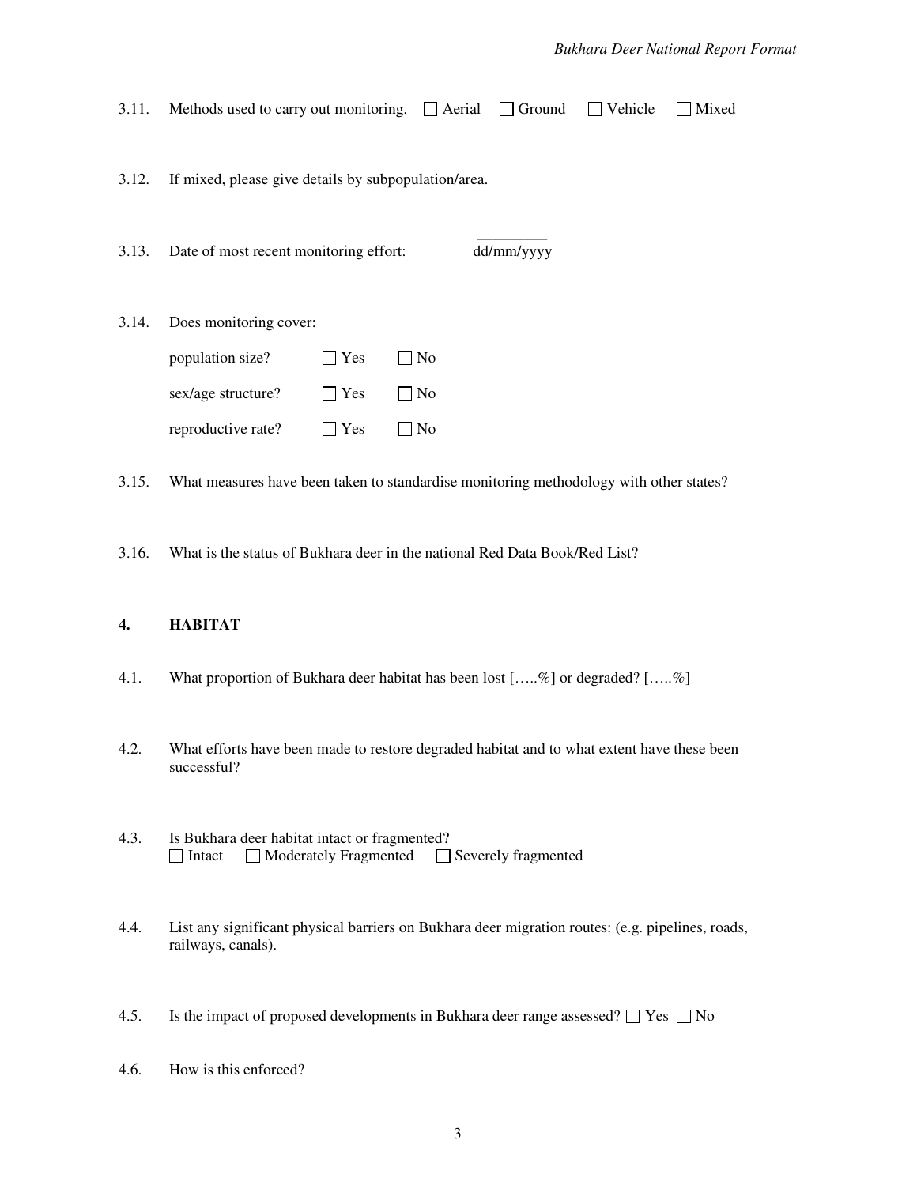3.11. Methods used to carry out monitoring. ☐ Aerial ☐ Ground ☐ Vehicle ☐ Mixed

3.12. If mixed, please give details by subpopulation/area.

3.13. Date of most recent monitoring effort: _________ dd/mm/yyyy

3.14. Does monitoring cover:

population size? ☐ Yes ☐ No

sex/age structure? ☐ Yes ☐ No

reproductive rate? ☐ Yes ☐ No

3.15. What measures have been taken to standardise monitoring methodology with other states?

3.16. What is the status of Bukhara deer in the national Red Data Book/Red List?

## 4. HABITAT

4.1. What proportion of Bukhara deer habitat has been lost […..%] or degraded? […..%]

4.2. What efforts have been made to restore degraded habitat and to what extent have these been successful?

4.3. Is Bukhara deer habitat intact or fragmented?
☐ Intact ☐ Moderately Fragmented ☐ Severely fragmented

4.4. List any significant physical barriers on Bukhara deer migration routes: (e.g. pipelines, roads, railways, canals).

4.5. Is the impact of proposed developments in Bukhara deer range assessed? ☐ Yes ☐ No

4.6. How is this enforced?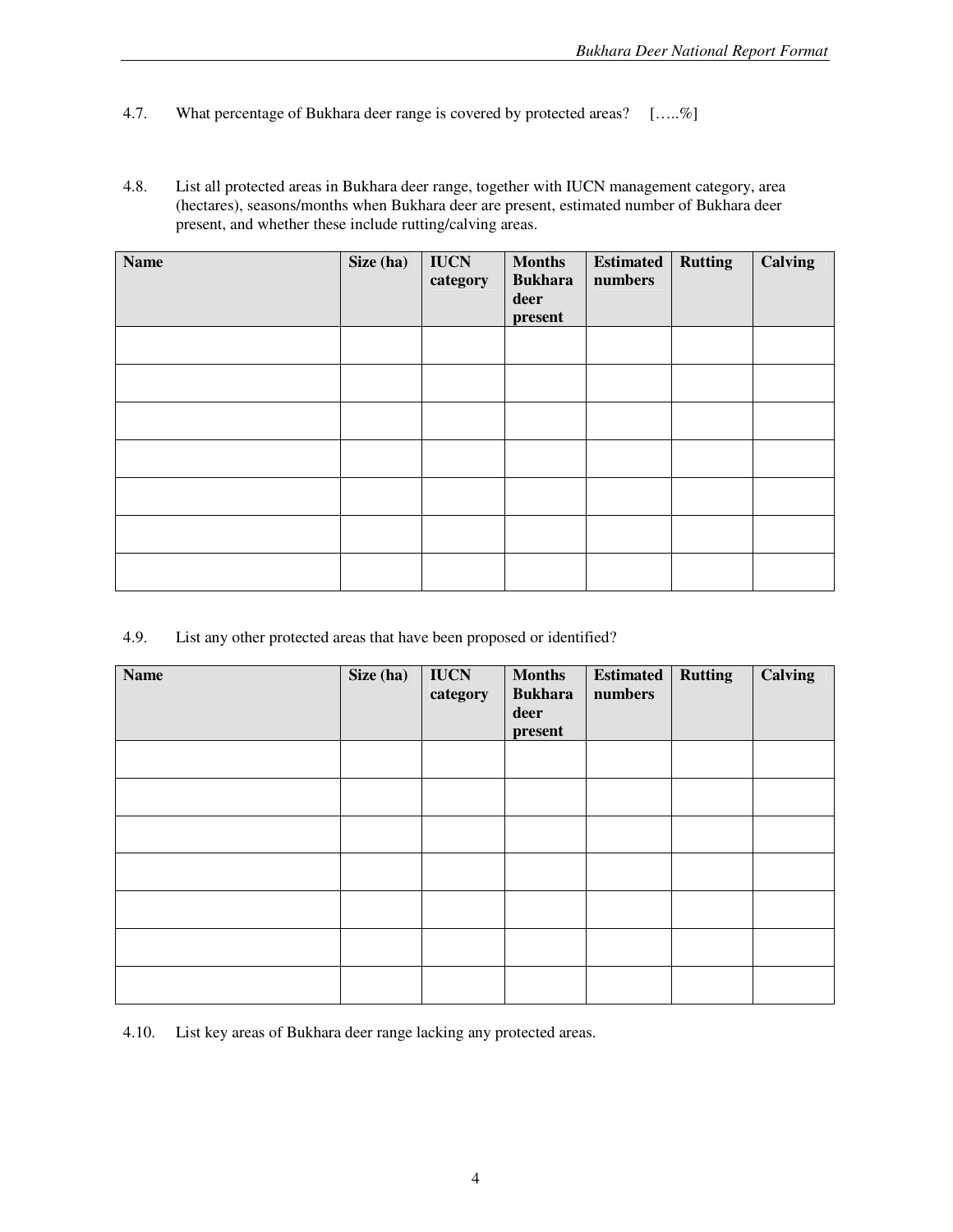4.7. What percentage of Bukhara deer range is covered by protected areas? […..%]

4.8. List all protected areas in Bukhara deer range, together with IUCN management category, area (hectares), seasons/months when Bukhara deer are present, estimated number of Bukhara deer present, and whether these include rutting/calving areas.

| Name | Size (ha) | IUCN category | Months Bukhara deer present | Estimated numbers | Rutting | Calving |
|---|---|---|---|---|---|---|
| | | | | | | |
| | | | | | | |
| | | | | | | |
| | | | | | | |
| | | | | | | |
| | | | | | | |
| | | | | | | |

4.9. List any other protected areas that have been proposed or identified?

| Name | Size (ha) | IUCN category | Months Bukhara deer present | Estimated numbers | Rutting | Calving |
|---|---|---|---|---|---|---|
| | | | | | | |
| | | | | | | |
| | | | | | | |
| | | | | | | |
| | | | | | | |
| | | | | | | |
| | | | | | | |

4.10. List key areas of Bukhara deer range lacking any protected areas.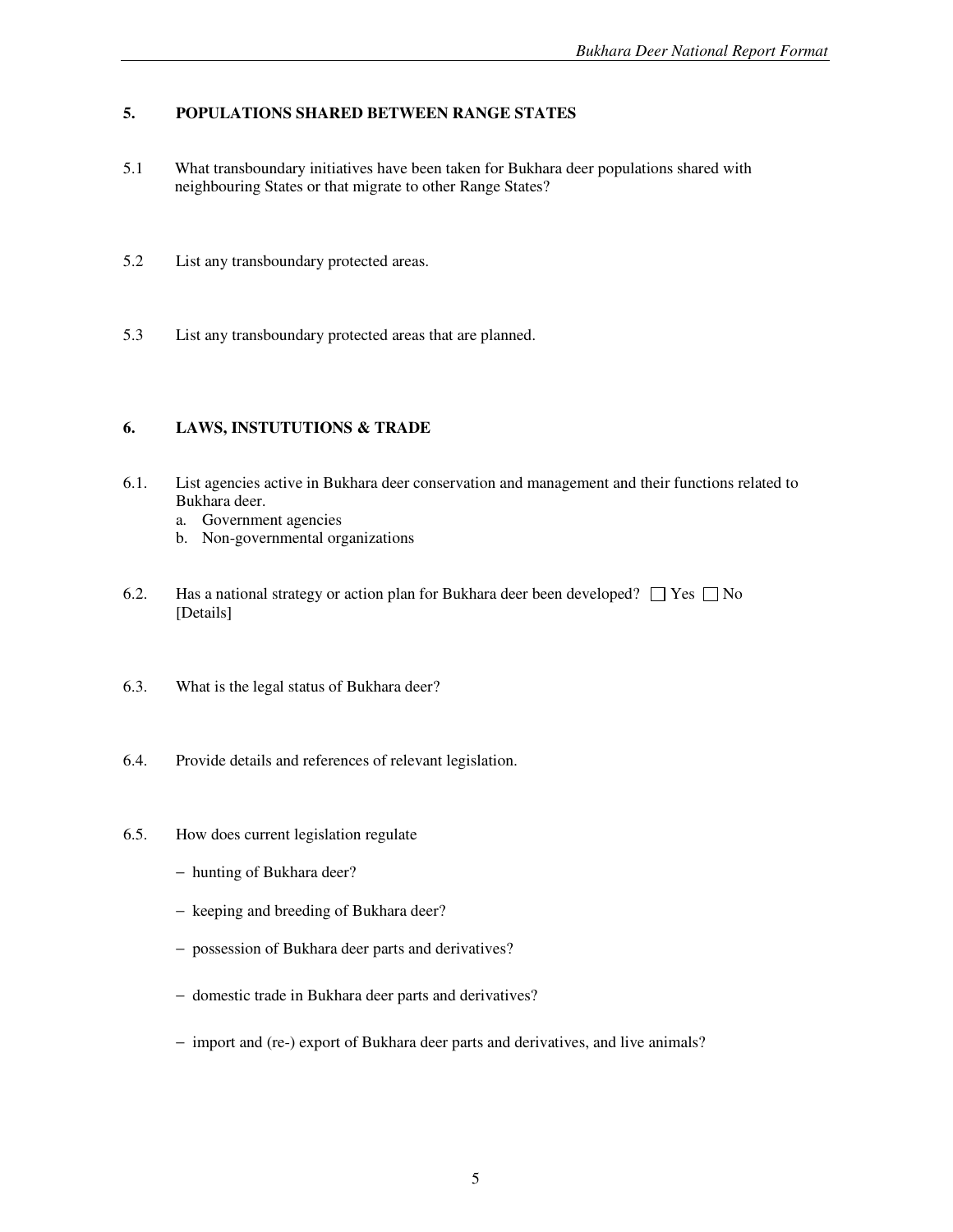## 5. POPULATIONS SHARED BETWEEN RANGE STATES

5.1 What transboundary initiatives have been taken for Bukhara deer populations shared with neighbouring States or that migrate to other Range States?

5.2 List any transboundary protected areas.

5.3 List any transboundary protected areas that are planned.

## 6. LAWS, INSTUTUTIONS & TRADE

6.1. List agencies active in Bukhara deer conservation and management and their functions related to Bukhara deer.

   a. Government agencies
   b. Non-governmental organizations

6.2. Has a national strategy or action plan for Bukhara deer been developed? ☐ Yes ☐ No
[Details]

6.3. What is the legal status of Bukhara deer?

6.4. Provide details and references of relevant legislation.

6.5. How does current legislation regulate

- hunting of Bukhara deer?
- keeping and breeding of Bukhara deer?
- possession of Bukhara deer parts and derivatives?
- domestic trade in Bukhara deer parts and derivatives?
- import and (re-) export of Bukhara deer parts and derivatives, and live animals?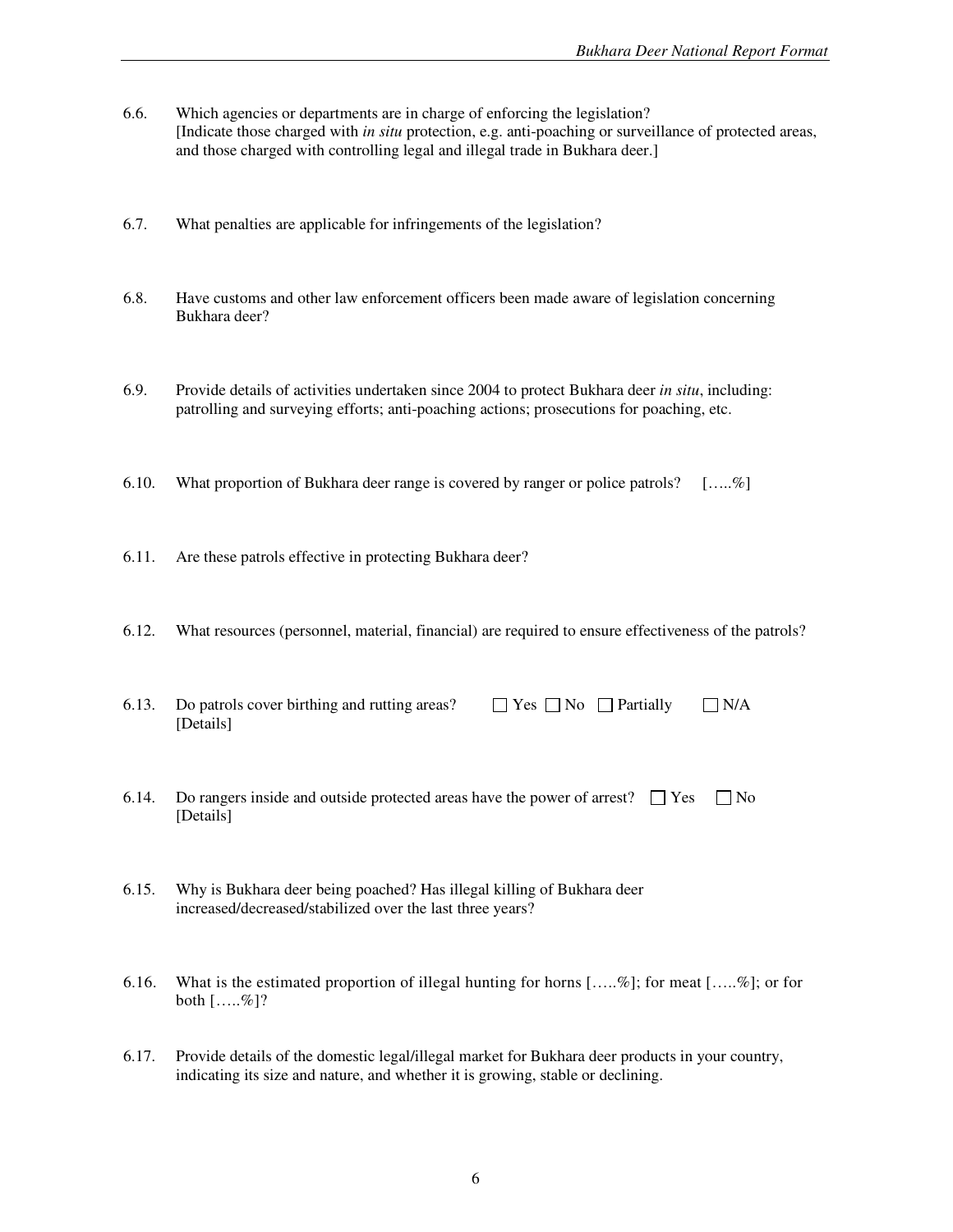6.6. Which agencies or departments are in charge of enforcing the legislation?
[Indicate those charged with *in situ* protection, e.g. anti-poaching or surveillance of protected areas, and those charged with controlling legal and illegal trade in Bukhara deer.]

6.7. What penalties are applicable for infringements of the legislation?

6.8. Have customs and other law enforcement officers been made aware of legislation concerning Bukhara deer?

6.9. Provide details of activities undertaken since 2004 to protect Bukhara deer *in situ*, including: patrolling and surveying efforts; anti-poaching actions; prosecutions for poaching, etc.

6.10. What proportion of Bukhara deer range is covered by ranger or police patrols? […..%]

6.11. Are these patrols effective in protecting Bukhara deer?

6.12. What resources (personnel, material, financial) are required to ensure effectiveness of the patrols?

6.13. Do patrols cover birthing and rutting areas? ☐ Yes ☐ No ☐ Partially ☐ N/A
[Details]

6.14. Do rangers inside and outside protected areas have the power of arrest? ☐ Yes ☐ No
[Details]

6.15. Why is Bukhara deer being poached? Has illegal killing of Bukhara deer increased/decreased/stabilized over the last three years?

6.16. What is the estimated proportion of illegal hunting for horns […..%]; for meat […..%]; or for both […..%]?

6.17. Provide details of the domestic legal/illegal market for Bukhara deer products in your country, indicating its size and nature, and whether it is growing, stable or declining.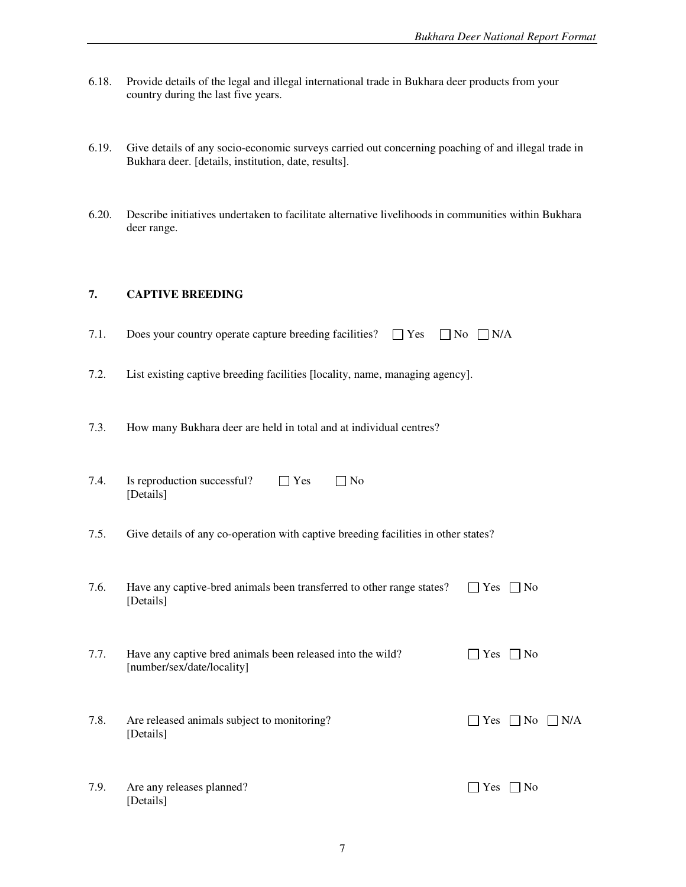6.18. Provide details of the legal and illegal international trade in Bukhara deer products from your country during the last five years.

6.19. Give details of any socio-economic surveys carried out concerning poaching of and illegal trade in Bukhara deer. [details, institution, date, results].

6.20. Describe initiatives undertaken to facilitate alternative livelihoods in communities within Bukhara deer range.

## 7. CAPTIVE BREEDING

7.1. Does your country operate capture breeding facilities? ☐ Yes ☐ No ☐ N/A

7.2. List existing captive breeding facilities [locality, name, managing agency].

7.3. How many Bukhara deer are held in total and at individual centres?

7.4. Is reproduction successful? ☐ Yes ☐ No
[Details]

7.5. Give details of any co-operation with captive breeding facilities in other states?

7.6. Have any captive-bred animals been transferred to other range states? ☐ Yes ☐ No
[Details]

7.7. Have any captive bred animals been released into the wild? ☐ Yes ☐ No
[number/sex/date/locality]

7.8. Are released animals subject to monitoring? ☐ Yes ☐ No ☐ N/A
[Details]

7.9. Are any releases planned? ☐ Yes ☐ No
[Details]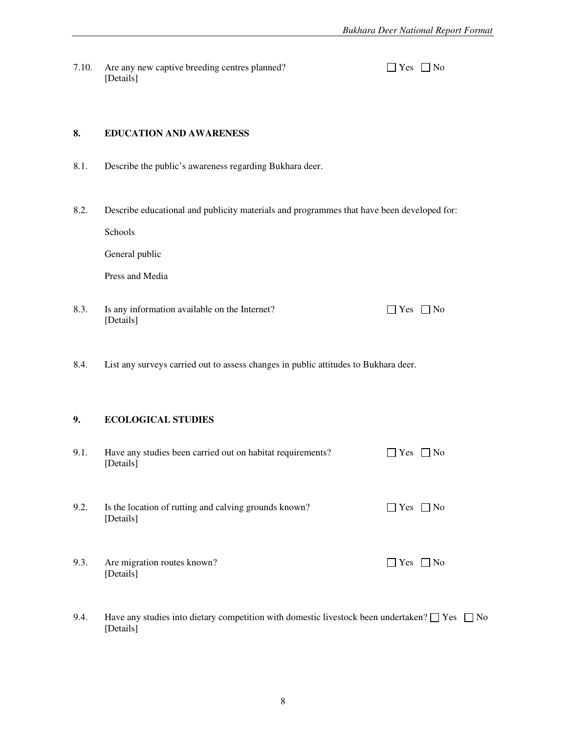7.10. Are any new captive breeding centres planned? ☐ Yes ☐ No
[Details]

## 8. EDUCATION AND AWARENESS

8.1. Describe the public's awareness regarding Bukhara deer.

8.2. Describe educational and publicity materials and programmes that have been developed for:

Schools

General public

Press and Media

8.3. Is any information available on the Internet? ☐ Yes ☐ No
[Details]

8.4. List any surveys carried out to assess changes in public attitudes to Bukhara deer.

## 9. ECOLOGICAL STUDIES

9.1. Have any studies been carried out on habitat requirements? ☐ Yes ☐ No
[Details]

9.2. Is the location of rutting and calving grounds known? ☐ Yes ☐ No
[Details]

9.3. Are migration routes known? ☐ Yes ☐ No
[Details]

9.4. Have any studies into dietary competition with domestic livestock been undertaken? ☐ Yes ☐ No
[Details]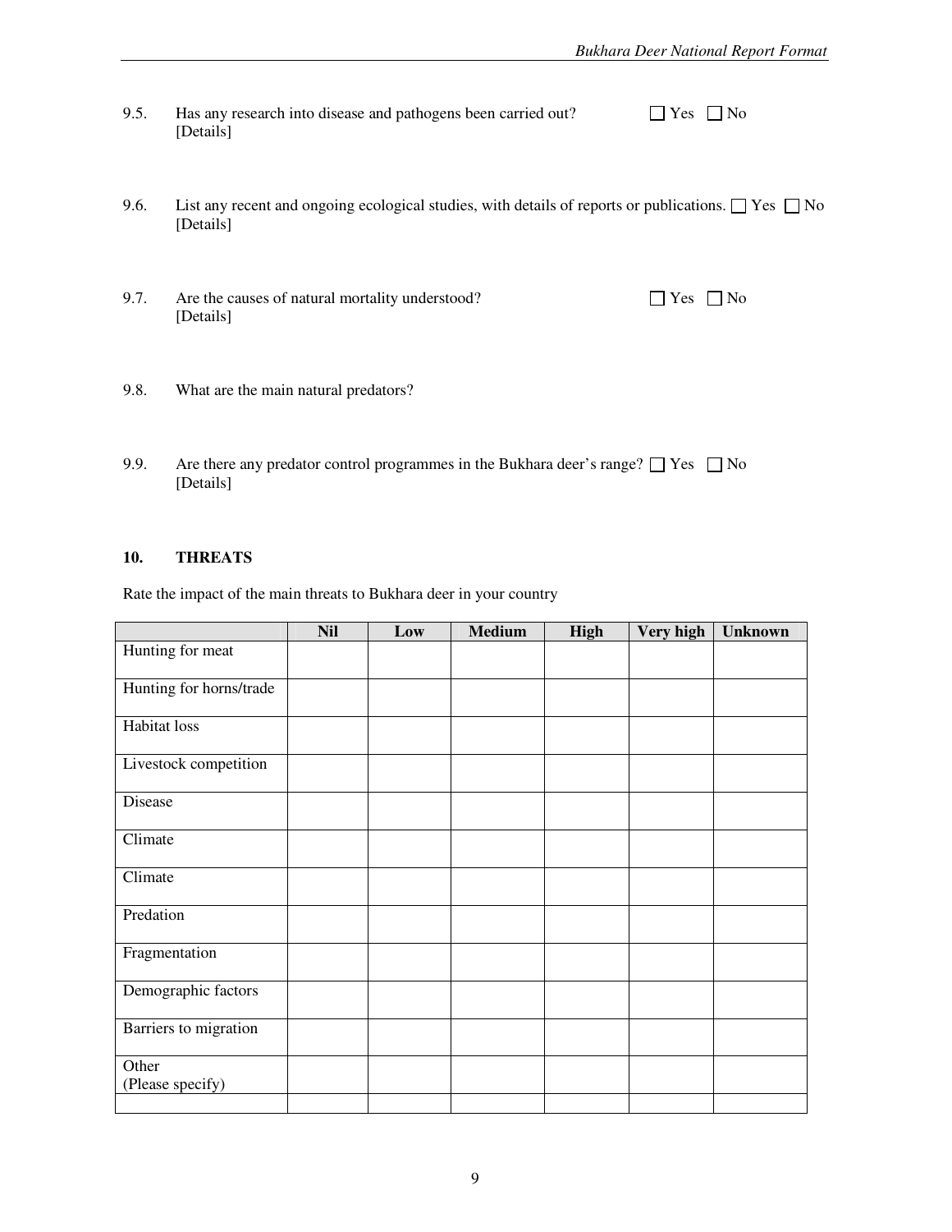9.5. Has any research into disease and pathogens been carried out? ☐ Yes ☐ No
[Details]

9.6. List any recent and ongoing ecological studies, with details of reports or publications. ☐ Yes ☐ No
[Details]

9.7. Are the causes of natural mortality understood? ☐ Yes ☐ No
[Details]

9.8. What are the main natural predators?

9.9. Are there any predator control programmes in the Bukhara deer's range? ☐ Yes ☐ No
[Details]

## 10. THREATS

Rate the impact of the main threats to Bukhara deer in your country

| | Nil | Low | Medium | High | Very high | Unknown |
|---|---|---|---|---|---|---|
| Hunting for meat | | | | | | |
| Hunting for horns/trade | | | | | | |
| Habitat loss | | | | | | |
| Livestock competition | | | | | | |
| Disease | | | | | | |
| Climate | | | | | | |
| Climate | | | | | | |
| Predation | | | | | | |
| Fragmentation | | | | | | |
| Demographic factors | | | | | | |
| Barriers to migration | | | | | | |
| Other (Please specify) | | | | | | |
| | | | | | | |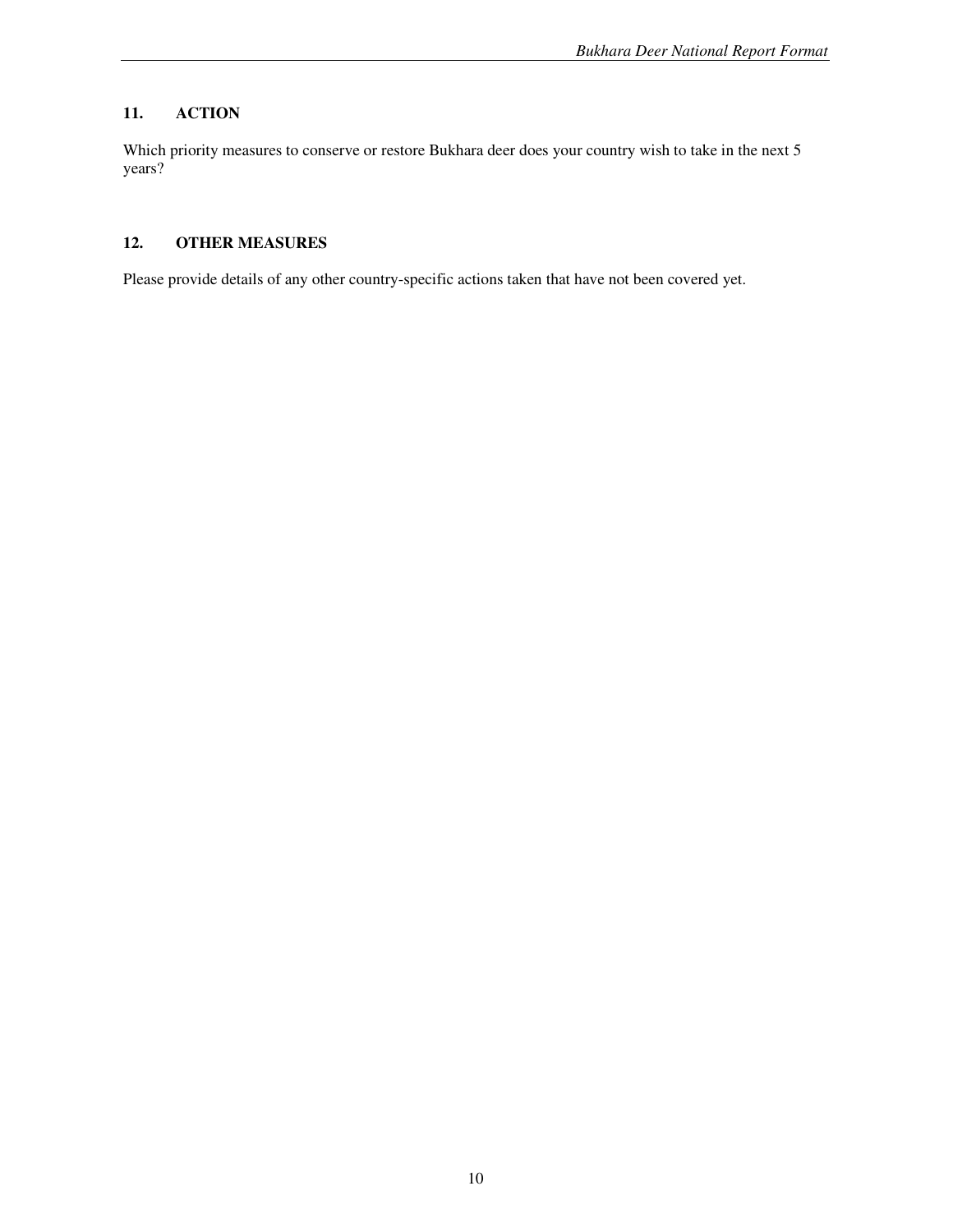## 11. ACTION

Which priority measures to conserve or restore Bukhara deer does your country wish to take in the next 5 years?

## 12. OTHER MEASURES

Please provide details of any other country-specific actions taken that have not been covered yet.